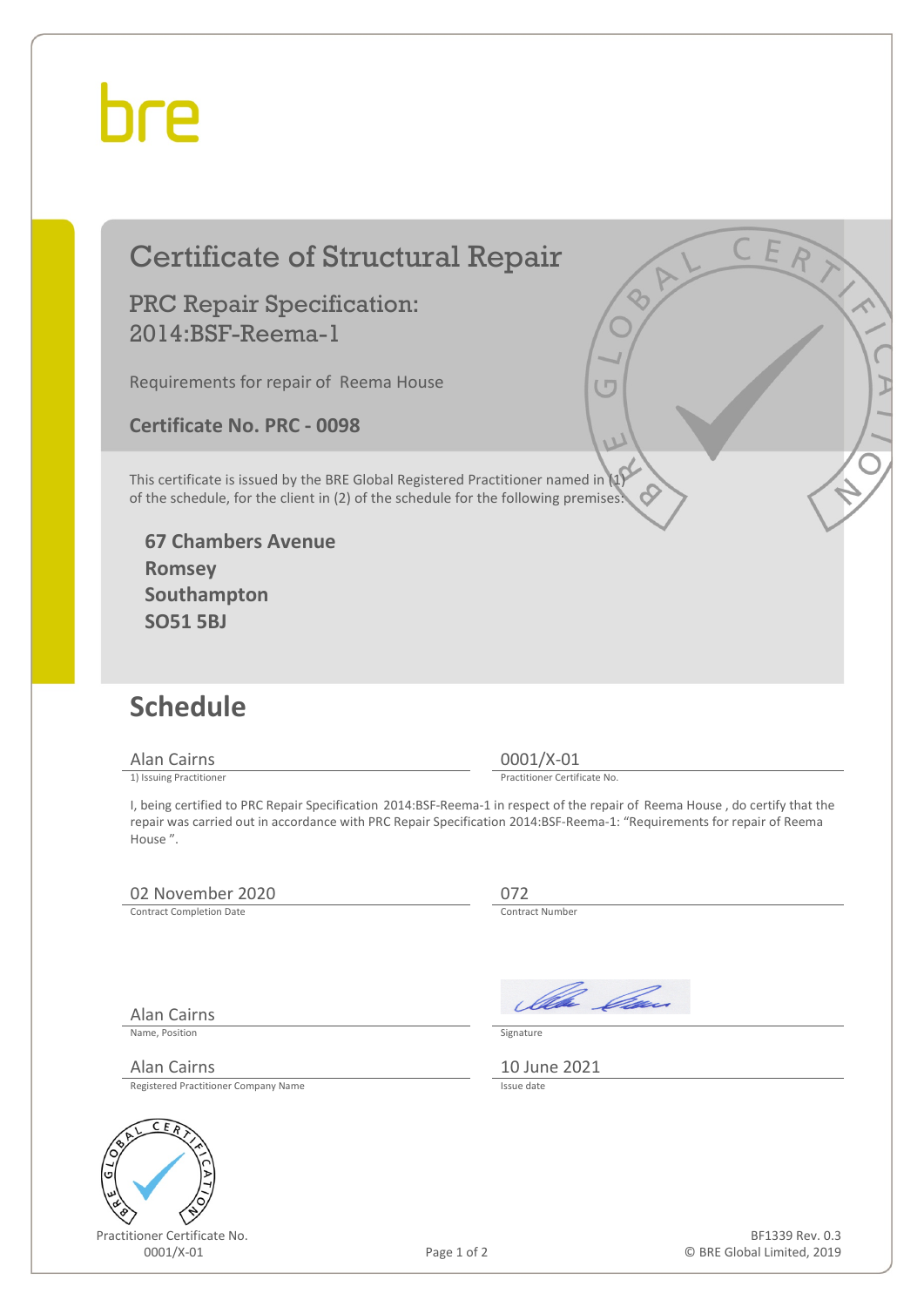bre

# Certificate of Structural Repair

## PRC Repair Specification: 2014:BSF-Reema-1

Requirements for repair of Reema House

**Certificate No. PRC - 0098**

This certificate is issued by the BRE Global Registered Practitioner named in (1) of the schedule, for the client in (2) of the schedule for the following premises:

**67 Chambers Avenue**
**Romsey**
**Southampton**
**SO51 5BJ**

## Schedule

| Alan Cairns | 0001/X-01 |
|---|---|
| 1) Issuing Practitioner | Practitioner Certificate No. |

I, being certified to PRC Repair Specification 2014:BSF-Reema-1 in respect of the repair of Reema House , do certify that the repair was carried out in accordance with PRC Repair Specification 2014:BSF-Reema-1: "Requirements for repair of Reema House ".

| 02 November 2020 | 072 |
|---|---|
| Contract Completion Date | Contract Number |

| Alan Cairns | [Signature] |
|---|---|
| Name, Position | Signature |
| Alan Cairns | 10 June 2021 |
| Registered Practitioner Company Name | Issue date |

Practitioner Certificate No.
0001/X-01

BF1339 Rev. 0.3
© BRE Global Limited, 2019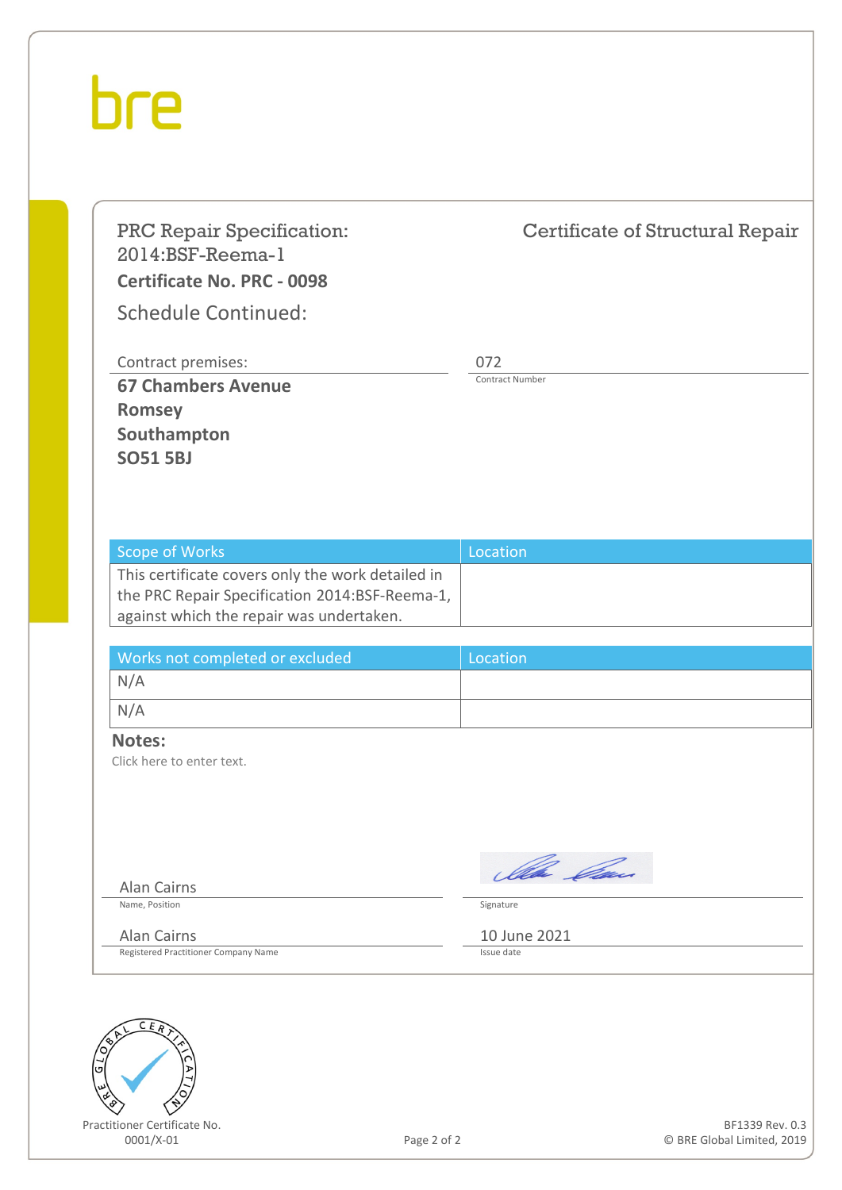bre

PRC Repair Specification: 2014:BSF-Reema-1

**Certificate No. PRC - 0098**

Schedule Continued:

Certificate of Structural Repair

Contract premises:

**67 Chambers Avenue**
**Romsey**
**Southampton**
**SO51 5BJ**

072
Contract Number

| Scope of Works | Location |
|---|---|
| This certificate covers only the work detailed in the PRC Repair Specification 2014:BSF-Reema-1, against which the repair was undertaken. | |

| Works not completed or excluded | Location |
|---|---|
| N/A | |
| N/A | |

**Notes:**

Click here to enter text.

Alan Cairns
Name, Position

Signature

Alan Cairns
Registered Practitioner Company Name

10 June 2021
Issue date

Practitioner Certificate No.
0001/X-01

BF1339 Rev. 0.3
© BRE Global Limited, 2019